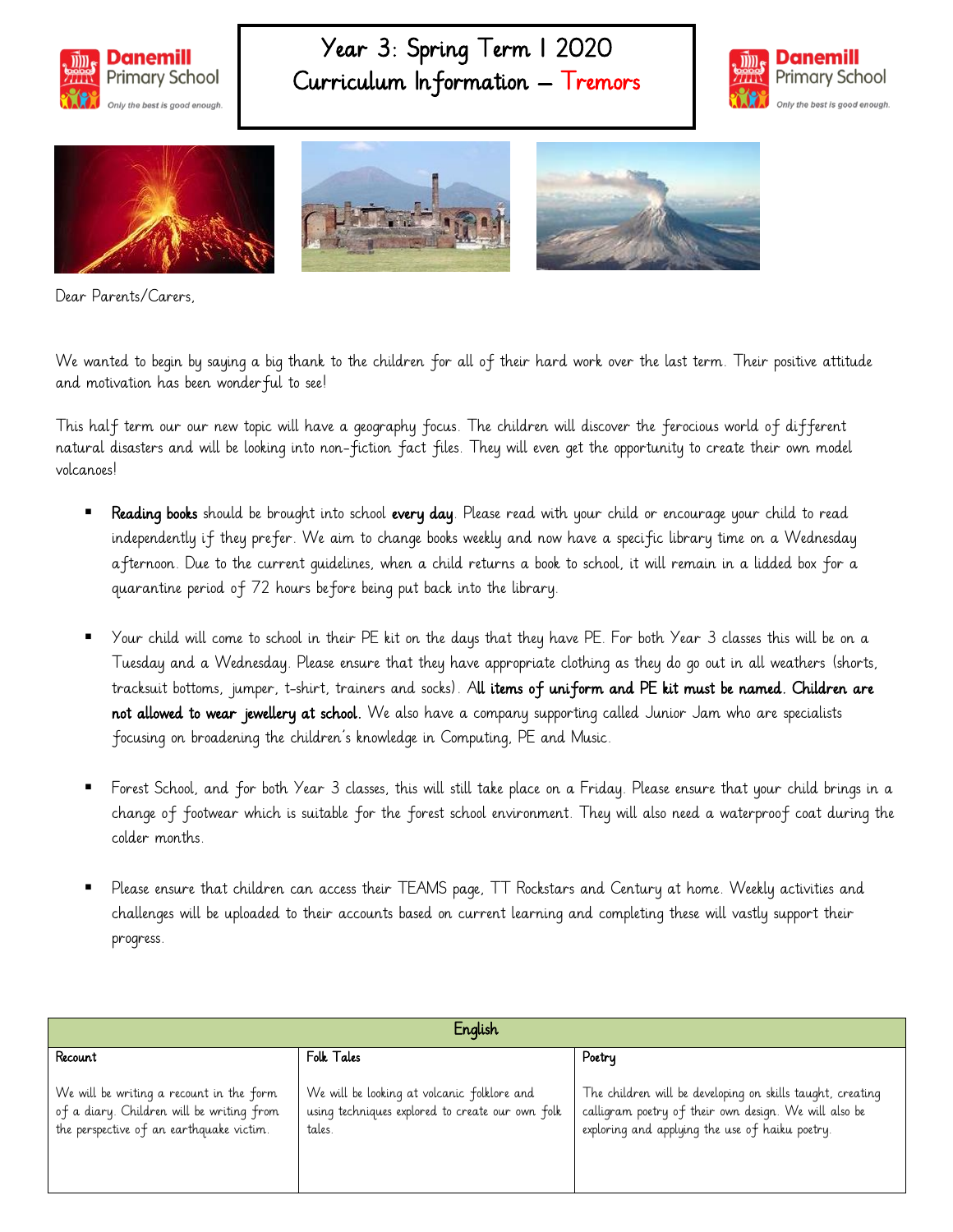# Year 3: Spring Term 1 2020
# Curriculum Information – Tremors

Dear Parents/Carers,

We wanted to begin by saying a big thank to the children for all of their hard work over the last term. Their positive attitude and motivation has been wonderful to see!

This half term our our new topic will have a geography focus. The children will discover the ferocious world of different natural disasters and will be looking into non-fiction fact files. They will even get the opportunity to create their own model volcanoes!

- **Reading books** should be brought into school **every day**. Please read with your child or encourage your child to read independently if they prefer. We aim to change books weekly and now have a specific library time on a Wednesday afternoon. Due to the current guidelines, when a child returns a book to school, it will remain in a lidded box for a quarantine period of 72 hours before being put back into the library.

- Your child will come to school in their PE kit on the days that they have PE. For both Year 3 classes this will be on a Tuesday and a Wednesday. Please ensure that they have appropriate clothing as they do go out in all weathers (shorts, tracksuit bottoms, jumper, t-shirt, trainers and socks). **All items of uniform and PE kit must be named. Children are not allowed to wear jewellery at school.** We also have a company supporting called Junior Jam who are specialists focusing on broadening the children's knowledge in Computing, PE and Music.

- Forest School, and for both Year 3 classes, this will still take place on a Friday. Please ensure that your child brings in a change of footwear which is suitable for the forest school environment. They will also need a waterproof coat during the colder months.

- Please ensure that children can access their TEAMS page, TT Rockstars and Century at home. Weekly activities and challenges will be uploaded to their accounts based on current learning and completing these will vastly support their progress.

| English | | |
|---|---|---|
| Recount | Folk Tales | Poetry |
| We will be writing a recount in the form of a diary. Children will be writing from the perspective of an earthquake victim. | We will be looking at volcanic folklore and using techniques explored to create our own folk tales. | The children will be developing on skills taught, creating calligram poetry of their own design. We will also be exploring and applying the use of haiku poetry. |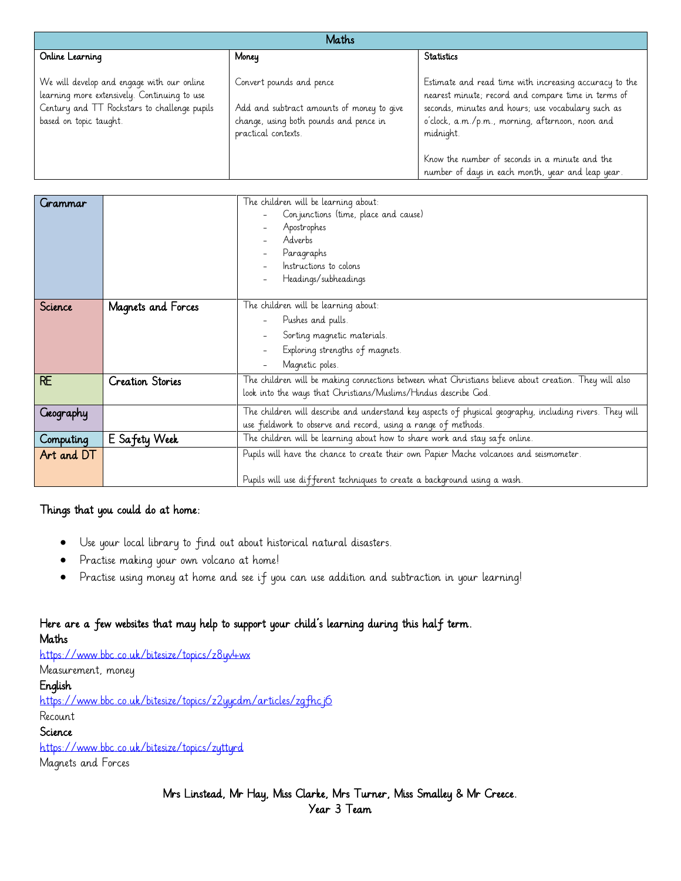| Maths | | |
|---|---|---|
| **Online Learning**<br><br>We will develop and engage with our online learning more extensively. Continuing to use Century and TT Rockstars to challenge pupils based on topic taught. | **Money**<br><br>Convert pounds and pence<br><br>Add and subtract amounts of money to give change, using both pounds and pence in practical contexts. | **Statistics**<br><br>Estimate and read time with increasing accuracy to the nearest minute; record and compare time in terms of seconds, minutes and hours; use vocabulary such as o'clock, a.m./p.m., morning, afternoon, noon and midnight.<br><br>Know the number of seconds in a minute and the number of days in each month, year and leap year. |

| | | |
|---|---|---|
| Grammar | | The children will be learning about:<br>- Conjunctions (time, place and cause)<br>- Apostrophes<br>- Adverbs<br>- Paragraphs<br>- Instructions to colons<br>- Headings/subheadings |
| Science | Magnets and Forces | The children will be learning about:<br>- Pushes and pulls.<br>- Sorting magnetic materials.<br>- Exploring strengths of magnets.<br>- Magnetic poles. |
| RE | Creation Stories | The children will be making connections between what Christians believe about creation. They will also look into the ways that Christians/Muslims/Hindus describe God. |
| Geography | | The children will describe and understand key aspects of physical geography, including rivers. They will use fieldwork to observe and record, using a range of methods. |
| Computing | E Safety Week | The children will be learning about how to share work and stay safe online. |
| Art and DT | | Pupils will have the chance to create their own Papier Mache volcanoes and seismometer.<br><br>Pupils will use different techniques to create a background using a wash. |

**Things that you could do at home:**

- Use your local library to find out about historical natural disasters.
- Practise making your own volcano at home!
- Practise using money at home and see if you can use addition and subtraction in your learning!

**Here are a few websites that may help to support your child's learning during this half term.**

**Maths**

https://www.bbc.co.uk/bitesize/topics/z8yv4wx

Measurement, money

**English**

https://www.bbc.co.uk/bitesize/topics/z2yycdm/articles/zgfhcj6

Recount

**Science**

https://www.bbc.co.uk/bitesize/topics/zyttyrd

Magnets and Forces

**Mrs Linstead, Mr Hay, Miss Clarke, Mrs Turner, Miss Smalley & Mr Creece.**
**Year 3 Team**